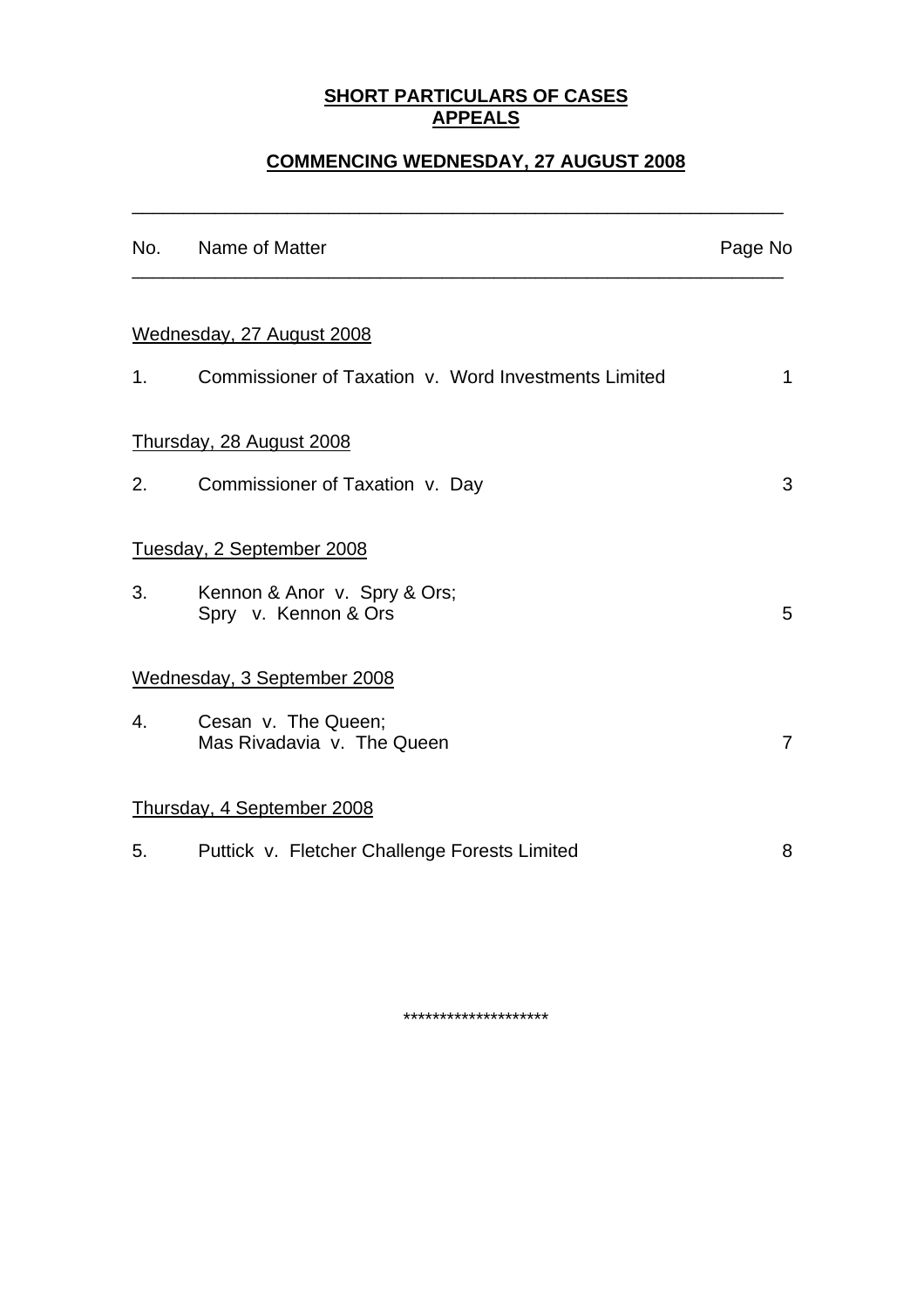# **SHORT PARTICULARS OF CASES**
# **APPEALS**

## **COMMENCING WEDNESDAY, 27 AUGUST 2008**

| No. | Name of Matter | Page No |
|---|---|---|
| | Wednesday, 27 August 2008 | |
| 1. | Commissioner of Taxation v. Word Investments Limited | 1 |
| | Thursday, 28 August 2008 | |
| 2. | Commissioner of Taxation v. Day | 3 |
| | Tuesday, 2 September 2008 | |
| 3. | Kennon & Anor v. Spry & Ors; Spry v. Kennon & Ors | 5 |
| | Wednesday, 3 September 2008 | |
| 4. | Cesan v. The Queen; Mas Rivadavia v. The Queen | 7 |
| | Thursday, 4 September 2008 | |
| 5. | Puttick v. Fletcher Challenge Forests Limited | 8 |

********************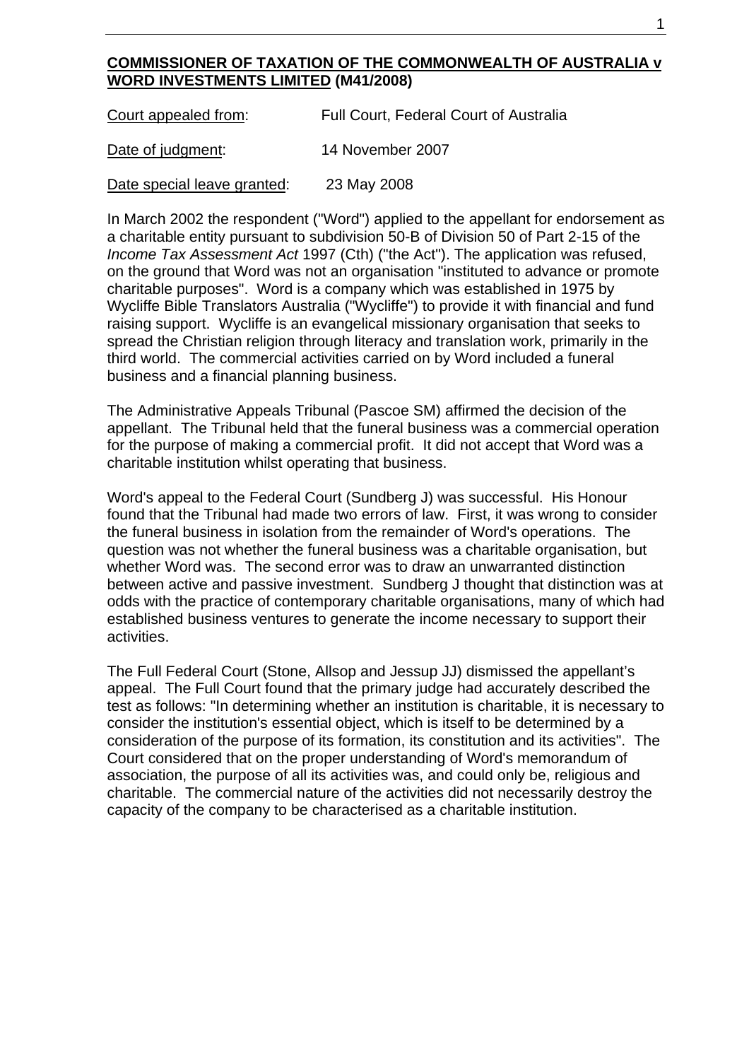**<u>COMMISSIONER OF TAXATION OF THE COMMONWEALTH OF AUSTRALIA v WORD INVESTMENTS LIMITED</u> (M41/2008)**

| | |
|---|---|
| <u>Court appealed from</u>: | Full Court, Federal Court of Australia |
| <u>Date of judgment</u>: | 14 November 2007 |
| <u>Date special leave granted</u>: | 23 May 2008 |

In March 2002 the respondent ("Word") applied to the appellant for endorsement as a charitable entity pursuant to subdivision 50-B of Division 50 of Part 2-15 of the *Income Tax Assessment Act* 1997 (Cth) ("the Act"). The application was refused, on the ground that Word was not an organisation "instituted to advance or promote charitable purposes". Word is a company which was established in 1975 by Wycliffe Bible Translators Australia ("Wycliffe") to provide it with financial and fund raising support. Wycliffe is an evangelical missionary organisation that seeks to spread the Christian religion through literacy and translation work, primarily in the third world. The commercial activities carried on by Word included a funeral business and a financial planning business.

The Administrative Appeals Tribunal (Pascoe SM) affirmed the decision of the appellant. The Tribunal held that the funeral business was a commercial operation for the purpose of making a commercial profit. It did not accept that Word was a charitable institution whilst operating that business.

Word's appeal to the Federal Court (Sundberg J) was successful. His Honour found that the Tribunal had made two errors of law. First, it was wrong to consider the funeral business in isolation from the remainder of Word's operations. The question was not whether the funeral business was a charitable organisation, but whether Word was. The second error was to draw an unwarranted distinction between active and passive investment. Sundberg J thought that distinction was at odds with the practice of contemporary charitable organisations, many of which had established business ventures to generate the income necessary to support their activities.

The Full Federal Court (Stone, Allsop and Jessup JJ) dismissed the appellant's appeal. The Full Court found that the primary judge had accurately described the test as follows: "In determining whether an institution is charitable, it is necessary to consider the institution's essential object, which is itself to be determined by a consideration of the purpose of its formation, its constitution and its activities". The Court considered that on the proper understanding of Word's memorandum of association, the purpose of all its activities was, and could only be, religious and charitable. The commercial nature of the activities did not necessarily destroy the capacity of the company to be characterised as a charitable institution.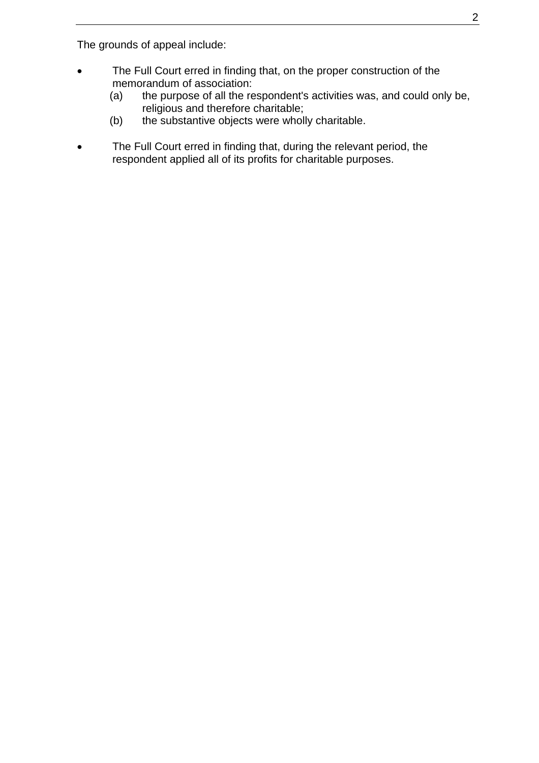The grounds of appeal include:

- The Full Court erred in finding that, on the proper construction of the memorandum of association:
  - (a) the purpose of all the respondent's activities was, and could only be, religious and therefore charitable;
  - (b) the substantive objects were wholly charitable.

- The Full Court erred in finding that, during the relevant period, the respondent applied all of its profits for charitable purposes.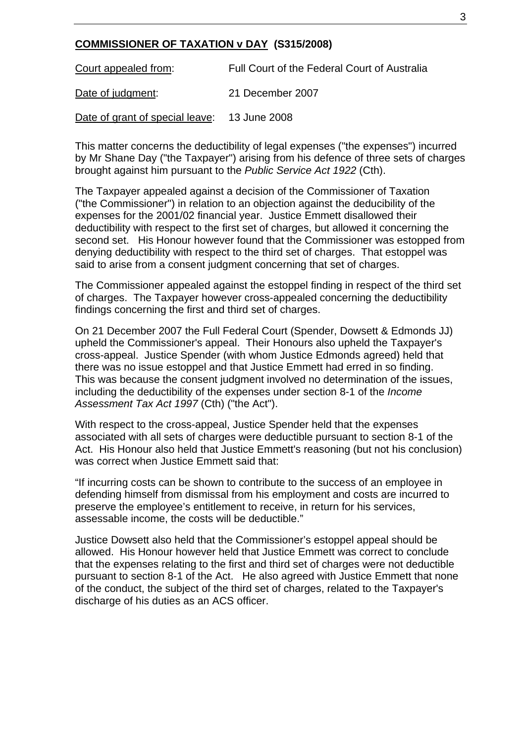**COMMISSIONER OF TAXATION v DAY (S315/2008)**

Court appealed from: Full Court of the Federal Court of Australia

Date of judgment: 21 December 2007

Date of grant of special leave: 13 June 2008

This matter concerns the deductibility of legal expenses ("the expenses") incurred by Mr Shane Day ("the Taxpayer") arising from his defence of three sets of charges brought against him pursuant to the *Public Service Act 1922* (Cth).

The Taxpayer appealed against a decision of the Commissioner of Taxation ("the Commissioner") in relation to an objection against the deducibility of the expenses for the 2001/02 financial year. Justice Emmett disallowed their deductibility with respect to the first set of charges, but allowed it concerning the second set. His Honour however found that the Commissioner was estopped from denying deductibility with respect to the third set of charges. That estoppel was said to arise from a consent judgment concerning that set of charges.

The Commissioner appealed against the estoppel finding in respect of the third set of charges. The Taxpayer however cross-appealed concerning the deductibility findings concerning the first and third set of charges.

On 21 December 2007 the Full Federal Court (Spender, Dowsett & Edmonds JJ) upheld the Commissioner's appeal. Their Honours also upheld the Taxpayer's cross-appeal. Justice Spender (with whom Justice Edmonds agreed) held that there was no issue estoppel and that Justice Emmett had erred in so finding. This was because the consent judgment involved no determination of the issues, including the deductibility of the expenses under section 8-1 of the *Income Assessment Tax Act 1997* (Cth) ("the Act").

With respect to the cross-appeal, Justice Spender held that the expenses associated with all sets of charges were deductible pursuant to section 8-1 of the Act. His Honour also held that Justice Emmett's reasoning (but not his conclusion) was correct when Justice Emmett said that:

“If incurring costs can be shown to contribute to the success of an employee in defending himself from dismissal from his employment and costs are incurred to preserve the employee’s entitlement to receive, in return for his services, assessable income, the costs will be deductible.”

Justice Dowsett also held that the Commissioner’s estoppel appeal should be allowed. His Honour however held that Justice Emmett was correct to conclude that the expenses relating to the first and third set of charges were not deductible pursuant to section 8-1 of the Act. He also agreed with Justice Emmett that none of the conduct, the subject of the third set of charges, related to the Taxpayer's discharge of his duties as an ACS officer.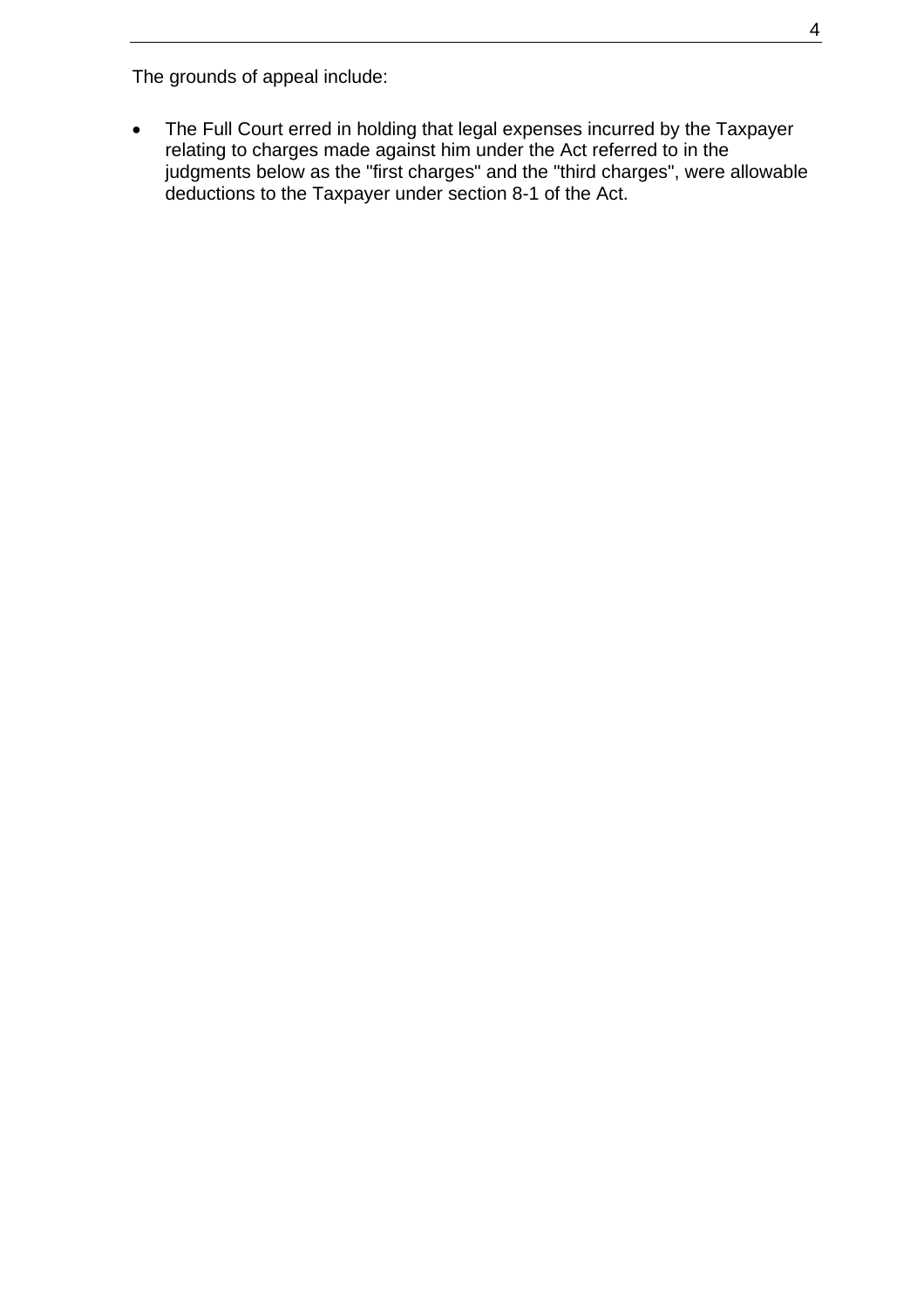The grounds of appeal include:

- The Full Court erred in holding that legal expenses incurred by the Taxpayer relating to charges made against him under the Act referred to in the judgments below as the "first charges" and the "third charges", were allowable deductions to the Taxpayer under section 8-1 of the Act.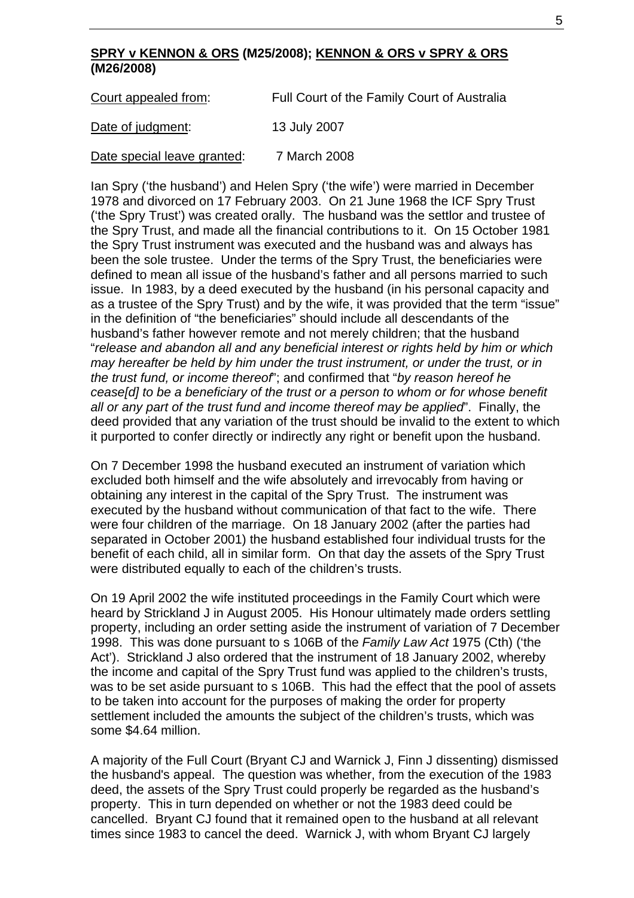**SPRY v KENNON & ORS (M25/2008); KENNON & ORS v SPRY & ORS (M26/2008)**

| | |
|---|---|
| Court appealed from: | Full Court of the Family Court of Australia |
| Date of judgment: | 13 July 2007 |
| Date special leave granted: | 7 March 2008 |

Ian Spry ('the husband') and Helen Spry ('the wife') were married in December 1978 and divorced on 17 February 2003. On 21 June 1968 the ICF Spry Trust ('the Spry Trust') was created orally. The husband was the settlor and trustee of the Spry Trust, and made all the financial contributions to it. On 15 October 1981 the Spry Trust instrument was executed and the husband was and always has been the sole trustee. Under the terms of the Spry Trust, the beneficiaries were defined to mean all issue of the husband's father and all persons married to such issue. In 1983, by a deed executed by the husband (in his personal capacity and as a trustee of the Spry Trust) and by the wife, it was provided that the term "issue" in the definition of "the beneficiaries" should include all descendants of the husband's father however remote and not merely children; that the husband "*release and abandon all and any beneficial interest or rights held by him or which may hereafter be held by him under the trust instrument, or under the trust, or in the trust fund, or income thereof*"; and confirmed that "*by reason hereof he cease[d] to be a beneficiary of the trust or a person to whom or for whose benefit all or any part of the trust fund and income thereof may be applied*". Finally, the deed provided that any variation of the trust should be invalid to the extent to which it purported to confer directly or indirectly any right or benefit upon the husband.

On 7 December 1998 the husband executed an instrument of variation which excluded both himself and the wife absolutely and irrevocably from having or obtaining any interest in the capital of the Spry Trust. The instrument was executed by the husband without communication of that fact to the wife. There were four children of the marriage. On 18 January 2002 (after the parties had separated in October 2001) the husband established four individual trusts for the benefit of each child, all in similar form. On that day the assets of the Spry Trust were distributed equally to each of the children's trusts.

On 19 April 2002 the wife instituted proceedings in the Family Court which were heard by Strickland J in August 2005. His Honour ultimately made orders settling property, including an order setting aside the instrument of variation of 7 December 1998. This was done pursuant to s 106B of the *Family Law Act* 1975 (Cth) ('the Act'). Strickland J also ordered that the instrument of 18 January 2002, whereby the income and capital of the Spry Trust fund was applied to the children's trusts, was to be set aside pursuant to s 106B. This had the effect that the pool of assets to be taken into account for the purposes of making the order for property settlement included the amounts the subject of the children's trusts, which was some $4.64 million.

A majority of the Full Court (Bryant CJ and Warnick J, Finn J dissenting) dismissed the husband's appeal. The question was whether, from the execution of the 1983 deed, the assets of the Spry Trust could properly be regarded as the husband's property. This in turn depended on whether or not the 1983 deed could be cancelled. Bryant CJ found that it remained open to the husband at all relevant times since 1983 to cancel the deed. Warnick J, with whom Bryant CJ largely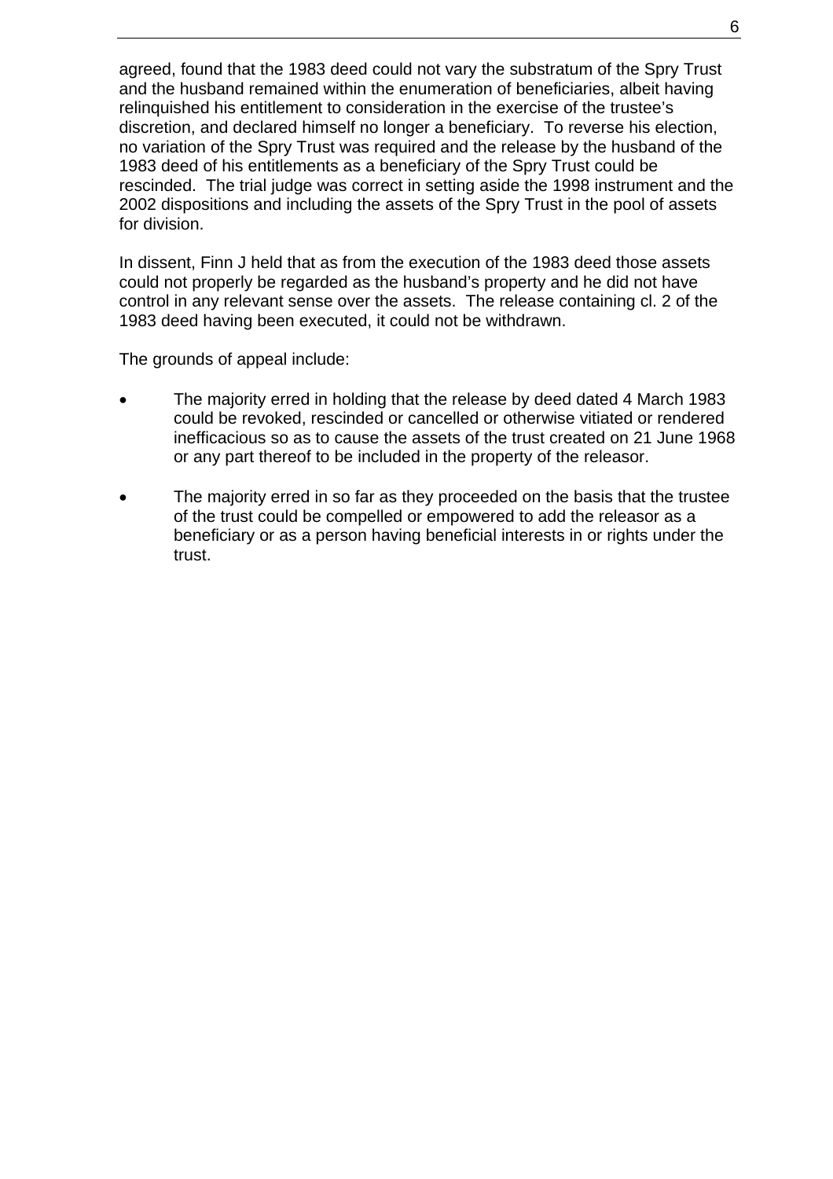agreed, found that the 1983 deed could not vary the substratum of the Spry Trust and the husband remained within the enumeration of beneficiaries, albeit having relinquished his entitlement to consideration in the exercise of the trustee's discretion, and declared himself no longer a beneficiary. To reverse his election, no variation of the Spry Trust was required and the release by the husband of the 1983 deed of his entitlements as a beneficiary of the Spry Trust could be rescinded. The trial judge was correct in setting aside the 1998 instrument and the 2002 dispositions and including the assets of the Spry Trust in the pool of assets for division.

In dissent, Finn J held that as from the execution of the 1983 deed those assets could not properly be regarded as the husband's property and he did not have control in any relevant sense over the assets. The release containing cl. 2 of the 1983 deed having been executed, it could not be withdrawn.

The grounds of appeal include:

- The majority erred in holding that the release by deed dated 4 March 1983 could be revoked, rescinded or cancelled or otherwise vitiated or rendered inefficacious so as to cause the assets of the trust created on 21 June 1968 or any part thereof to be included in the property of the releasor.
- The majority erred in so far as they proceeded on the basis that the trustee of the trust could be compelled or empowered to add the releasor as a beneficiary or as a person having beneficial interests in or rights under the trust.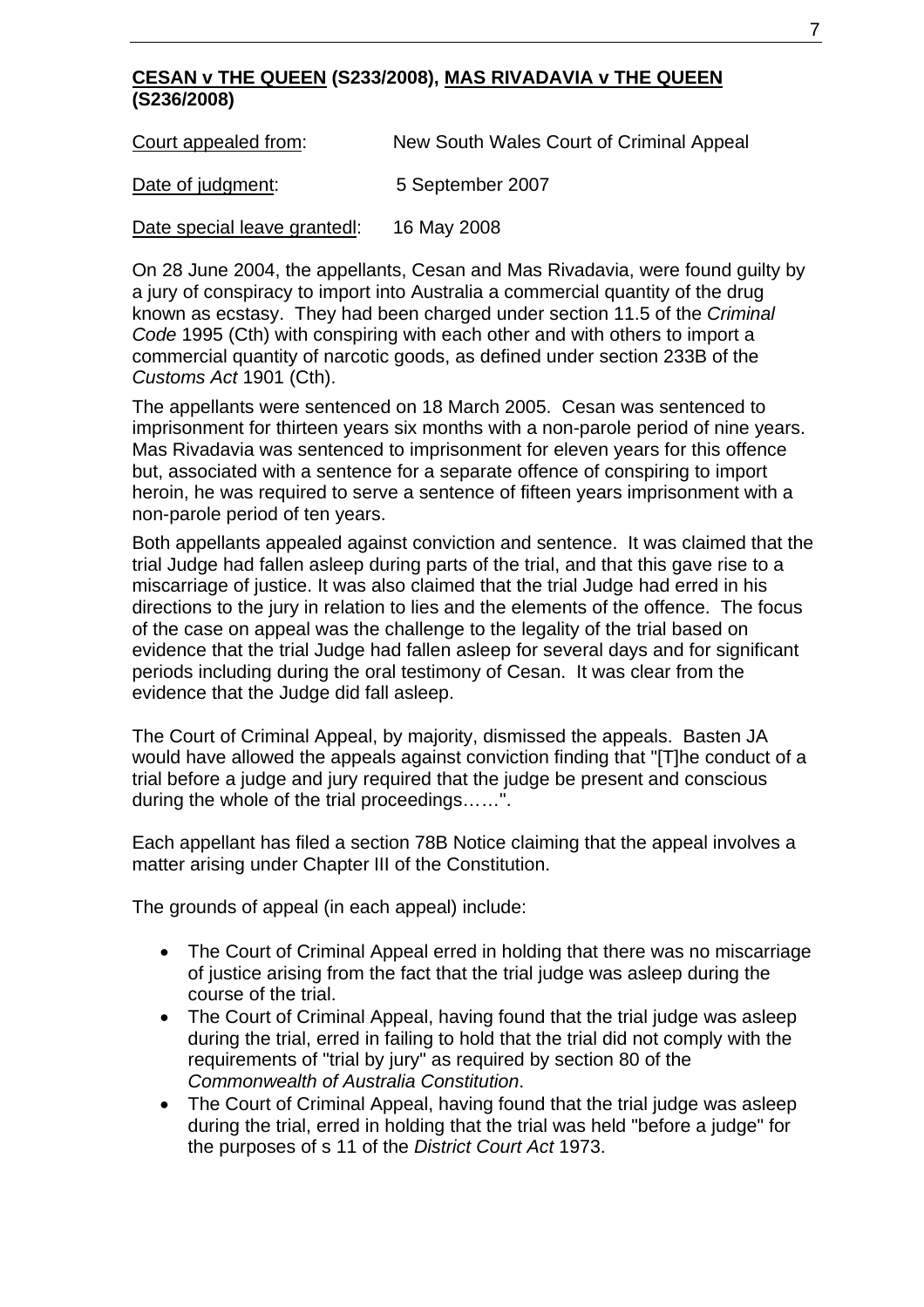**<u>CESAN v THE QUEEN</u> (S233/2008), <u>MAS RIVADAVIA v THE QUEEN</u> (S236/2008)**

<u>Court appealed from</u>: New South Wales Court of Criminal Appeal

<u>Date of judgment</u>: 5 September 2007

<u>Date special leave grantedl</u>: 16 May 2008

On 28 June 2004, the appellants, Cesan and Mas Rivadavia, were found guilty by a jury of conspiracy to import into Australia a commercial quantity of the drug known as ecstasy. They had been charged under section 11.5 of the *Criminal Code* 1995 (Cth) with conspiring with each other and with others to import a commercial quantity of narcotic goods, as defined under section 233B of the *Customs Act* 1901 (Cth).

The appellants were sentenced on 18 March 2005. Cesan was sentenced to imprisonment for thirteen years six months with a non-parole period of nine years. Mas Rivadavia was sentenced to imprisonment for eleven years for this offence but, associated with a sentence for a separate offence of conspiring to import heroin, he was required to serve a sentence of fifteen years imprisonment with a non-parole period of ten years.

Both appellants appealed against conviction and sentence. It was claimed that the trial Judge had fallen asleep during parts of the trial, and that this gave rise to a miscarriage of justice. It was also claimed that the trial Judge had erred in his directions to the jury in relation to lies and the elements of the offence. The focus of the case on appeal was the challenge to the legality of the trial based on evidence that the trial Judge had fallen asleep for several days and for significant periods including during the oral testimony of Cesan. It was clear from the evidence that the Judge did fall asleep.

The Court of Criminal Appeal, by majority, dismissed the appeals. Basten JA would have allowed the appeals against conviction finding that "[T]he conduct of a trial before a judge and jury required that the judge be present and conscious during the whole of the trial proceedings……".

Each appellant has filed a section 78B Notice claiming that the appeal involves a matter arising under Chapter III of the Constitution.

The grounds of appeal (in each appeal) include:

- The Court of Criminal Appeal erred in holding that there was no miscarriage of justice arising from the fact that the trial judge was asleep during the course of the trial.
- The Court of Criminal Appeal, having found that the trial judge was asleep during the trial, erred in failing to hold that the trial did not comply with the requirements of "trial by jury" as required by section 80 of the *Commonwealth of Australia Constitution*.
- The Court of Criminal Appeal, having found that the trial judge was asleep during the trial, erred in holding that the trial was held "before a judge" for the purposes of s 11 of the *District Court Act* 1973.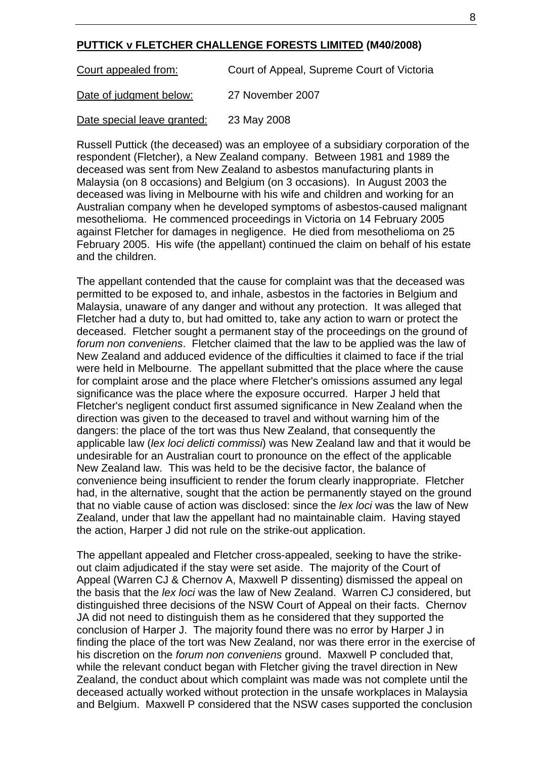**PUTTICK v FLETCHER CHALLENGE FORESTS LIMITED (M40/2008)**

Court appealed from: Court of Appeal, Supreme Court of Victoria

Date of judgment below: 27 November 2007

Date special leave granted: 23 May 2008

Russell Puttick (the deceased) was an employee of a subsidiary corporation of the respondent (Fletcher), a New Zealand company. Between 1981 and 1989 the deceased was sent from New Zealand to asbestos manufacturing plants in Malaysia (on 8 occasions) and Belgium (on 3 occasions). In August 2003 the deceased was living in Melbourne with his wife and children and working for an Australian company when he developed symptoms of asbestos-caused malignant mesothelioma. He commenced proceedings in Victoria on 14 February 2005 against Fletcher for damages in negligence. He died from mesothelioma on 25 February 2005. His wife (the appellant) continued the claim on behalf of his estate and the children.

The appellant contended that the cause for complaint was that the deceased was permitted to be exposed to, and inhale, asbestos in the factories in Belgium and Malaysia, unaware of any danger and without any protection. It was alleged that Fletcher had a duty to, but had omitted to, take any action to warn or protect the deceased. Fletcher sought a permanent stay of the proceedings on the ground of *forum non conveniens*. Fletcher claimed that the law to be applied was the law of New Zealand and adduced evidence of the difficulties it claimed to face if the trial were held in Melbourne. The appellant submitted that the place where the cause for complaint arose and the place where Fletcher's omissions assumed any legal significance was the place where the exposure occurred. Harper J held that Fletcher's negligent conduct first assumed significance in New Zealand when the direction was given to the deceased to travel and without warning him of the dangers: the place of the tort was thus New Zealand, that consequently the applicable law (*lex loci delicti commissi*) was New Zealand law and that it would be undesirable for an Australian court to pronounce on the effect of the applicable New Zealand law. This was held to be the decisive factor, the balance of convenience being insufficient to render the forum clearly inappropriate. Fletcher had, in the alternative, sought that the action be permanently stayed on the ground that no viable cause of action was disclosed: since the *lex loci* was the law of New Zealand, under that law the appellant had no maintainable claim. Having stayed the action, Harper J did not rule on the strike-out application.

The appellant appealed and Fletcher cross-appealed, seeking to have the strike-out claim adjudicated if the stay were set aside. The majority of the Court of Appeal (Warren CJ & Chernov A, Maxwell P dissenting) dismissed the appeal on the basis that the *lex loci* was the law of New Zealand. Warren CJ considered, but distinguished three decisions of the NSW Court of Appeal on their facts. Chernov JA did not need to distinguish them as he considered that they supported the conclusion of Harper J. The majority found there was no error by Harper J in finding the place of the tort was New Zealand, nor was there error in the exercise of his discretion on the *forum non conveniens* ground. Maxwell P concluded that, while the relevant conduct began with Fletcher giving the travel direction in New Zealand, the conduct about which complaint was made was not complete until the deceased actually worked without protection in the unsafe workplaces in Malaysia and Belgium. Maxwell P considered that the NSW cases supported the conclusion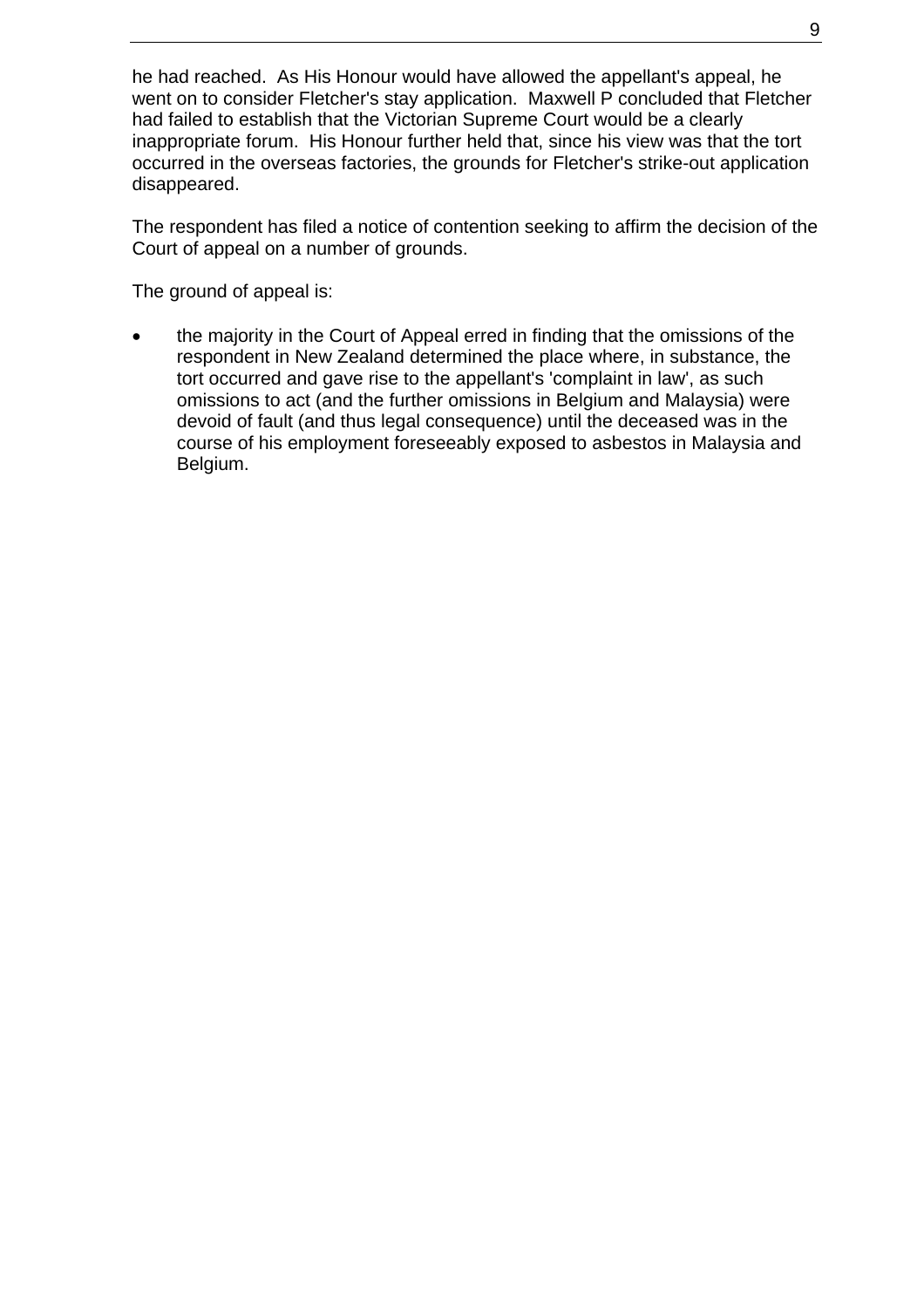he had reached. As His Honour would have allowed the appellant's appeal, he went on to consider Fletcher's stay application. Maxwell P concluded that Fletcher had failed to establish that the Victorian Supreme Court would be a clearly inappropriate forum. His Honour further held that, since his view was that the tort occurred in the overseas factories, the grounds for Fletcher's strike-out application disappeared.

The respondent has filed a notice of contention seeking to affirm the decision of the Court of appeal on a number of grounds.

The ground of appeal is:

- the majority in the Court of Appeal erred in finding that the omissions of the respondent in New Zealand determined the place where, in substance, the tort occurred and gave rise to the appellant's 'complaint in law', as such omissions to act (and the further omissions in Belgium and Malaysia) were devoid of fault (and thus legal consequence) until the deceased was in the course of his employment foreseeably exposed to asbestos in Malaysia and Belgium.